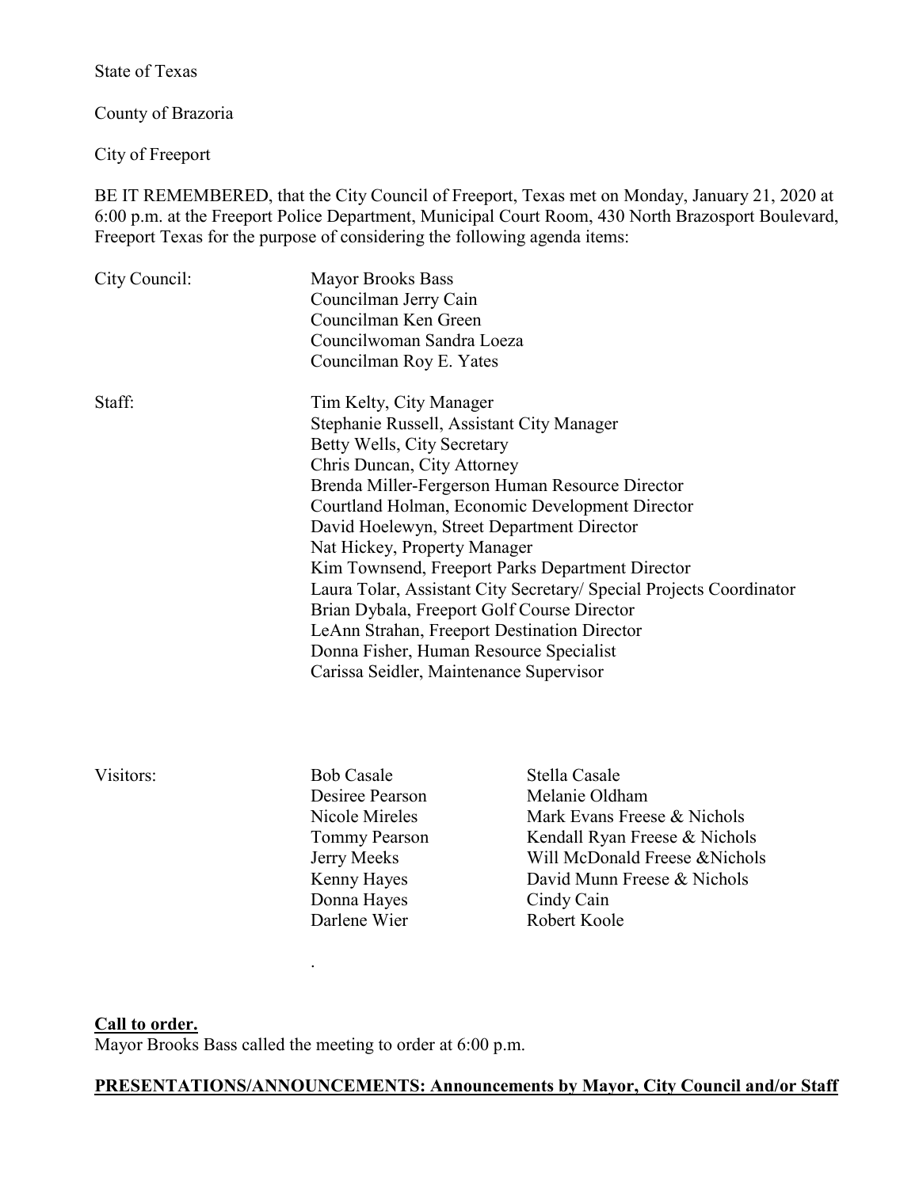State of Texas

County of Brazoria

City of Freeport

BE IT REMEMBERED, that the City Council of Freeport, Texas met on Monday, January 21, 2020 at 6:00 p.m. at the Freeport Police Department, Municipal Court Room, 430 North Brazosport Boulevard, Freeport Texas for the purpose of considering the following agenda items:

| | |
|---|---|
| City Council: | Mayor Brooks Bass<br>Councilman Jerry Cain<br>Councilman Ken Green<br>Councilwoman Sandra Loeza<br>Councilman Roy E. Yates |
| Staff: | Tim Kelty, City Manager<br>Stephanie Russell, Assistant City Manager<br>Betty Wells, City Secretary<br>Chris Duncan, City Attorney<br>Brenda Miller-Fergerson Human Resource Director<br>Courtland Holman, Economic Development Director<br>David Hoelewyn, Street Department Director<br>Nat Hickey, Property Manager<br>Kim Townsend, Freeport Parks Department Director<br>Laura Tolar, Assistant City Secretary/ Special Projects Coordinator<br>Brian Dybala, Freeport Golf Course Director<br>LeAnn Strahan, Freeport Destination Director<br>Donna Fisher, Human Resource Specialist<br>Carissa Seidler, Maintenance Supervisor |

| | | |
|---|---|---|
| Visitors: | Bob Casale | Stella Casale |
| | Desiree Pearson | Melanie Oldham |
| | Nicole Mireles | Mark Evans Freese & Nichols |
| | Tommy Pearson | Kendall Ryan Freese & Nichols |
| | Jerry Meeks | Will McDonald Freese &Nichols |
| | Kenny Hayes | David Munn Freese & Nichols |
| | Donna Hayes | Cindy Cain |
| | Darlene Wier | Robert Koole |

**Call to order.**

Mayor Brooks Bass called the meeting to order at 6:00 p.m.

**PRESENTATIONS/ANNOUNCEMENTS: Announcements by Mayor, City Council and/or Staff**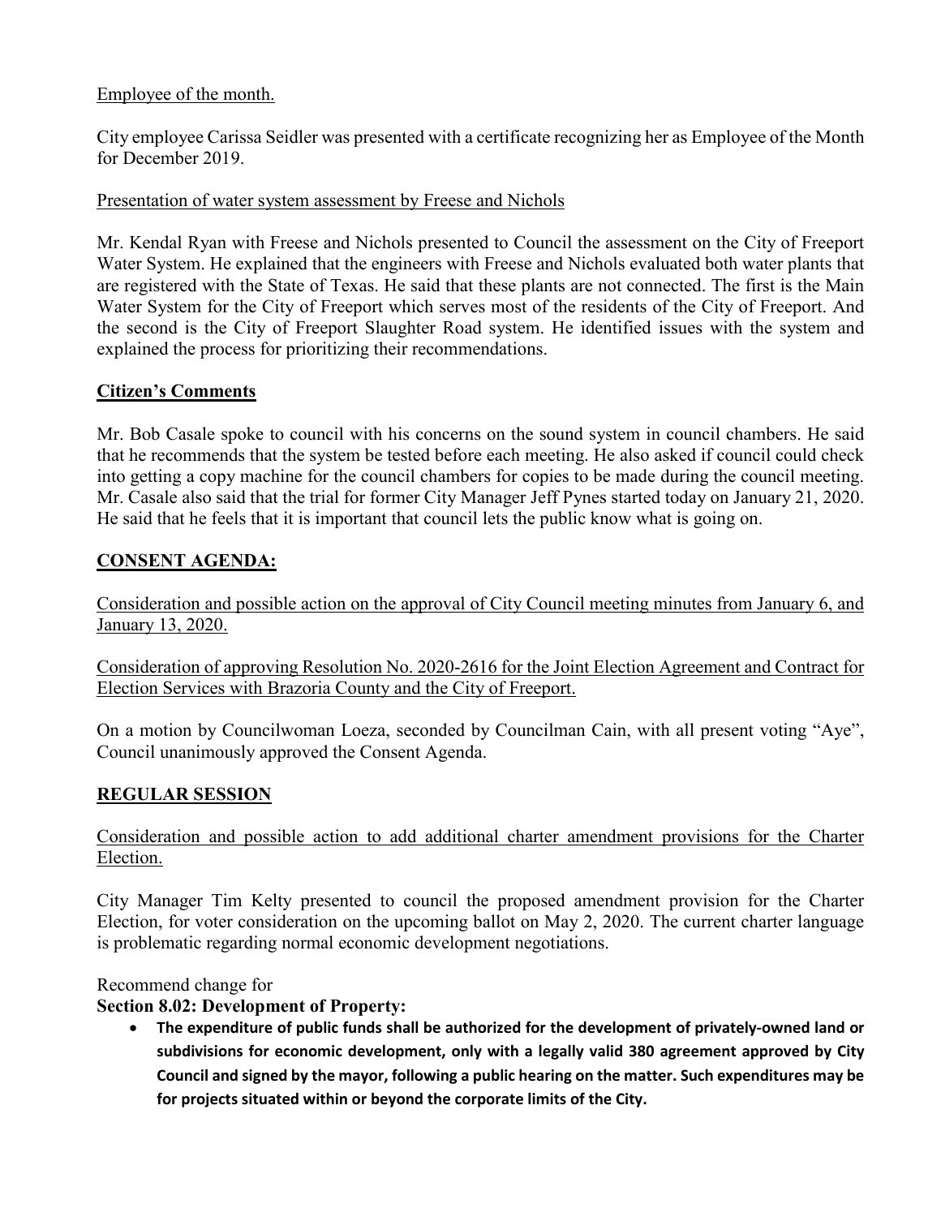Employee of the month.

City employee Carissa Seidler was presented with a certificate recognizing her as Employee of the Month for December 2019.

Presentation of water system assessment by Freese and Nichols

Mr. Kendal Ryan with Freese and Nichols presented to Council the assessment on the City of Freeport Water System. He explained that the engineers with Freese and Nichols evaluated both water plants that are registered with the State of Texas. He said that these plants are not connected. The first is the Main Water System for the City of Freeport which serves most of the residents of the City of Freeport. And the second is the City of Freeport Slaughter Road system. He identified issues with the system and explained the process for prioritizing their recommendations.

## Citizen's Comments

Mr. Bob Casale spoke to council with his concerns on the sound system in council chambers. He said that he recommends that the system be tested before each meeting. He also asked if council could check into getting a copy machine for the council chambers for copies to be made during the council meeting. Mr. Casale also said that the trial for former City Manager Jeff Pynes started today on January 21, 2020. He said that he feels that it is important that council lets the public know what is going on.

## CONSENT AGENDA:

Consideration and possible action on the approval of City Council meeting minutes from January 6, and January 13, 2020.

Consideration of approving Resolution No. 2020-2616 for the Joint Election Agreement and Contract for Election Services with Brazoria County and the City of Freeport.

On a motion by Councilwoman Loeza, seconded by Councilman Cain, with all present voting "Aye", Council unanimously approved the Consent Agenda.

## REGULAR SESSION

Consideration and possible action to add additional charter amendment provisions for the Charter Election.

City Manager Tim Kelty presented to council the proposed amendment provision for the Charter Election, for voter consideration on the upcoming ballot on May 2, 2020. The current charter language is problematic regarding normal economic development negotiations.

Recommend change for

**Section 8.02: Development of Property:**

- **The expenditure of public funds shall be authorized for the development of privately-owned land or subdivisions for economic development, only with a legally valid 380 agreement approved by City Council and signed by the mayor, following a public hearing on the matter. Such expenditures may be for projects situated within or beyond the corporate limits of the City.**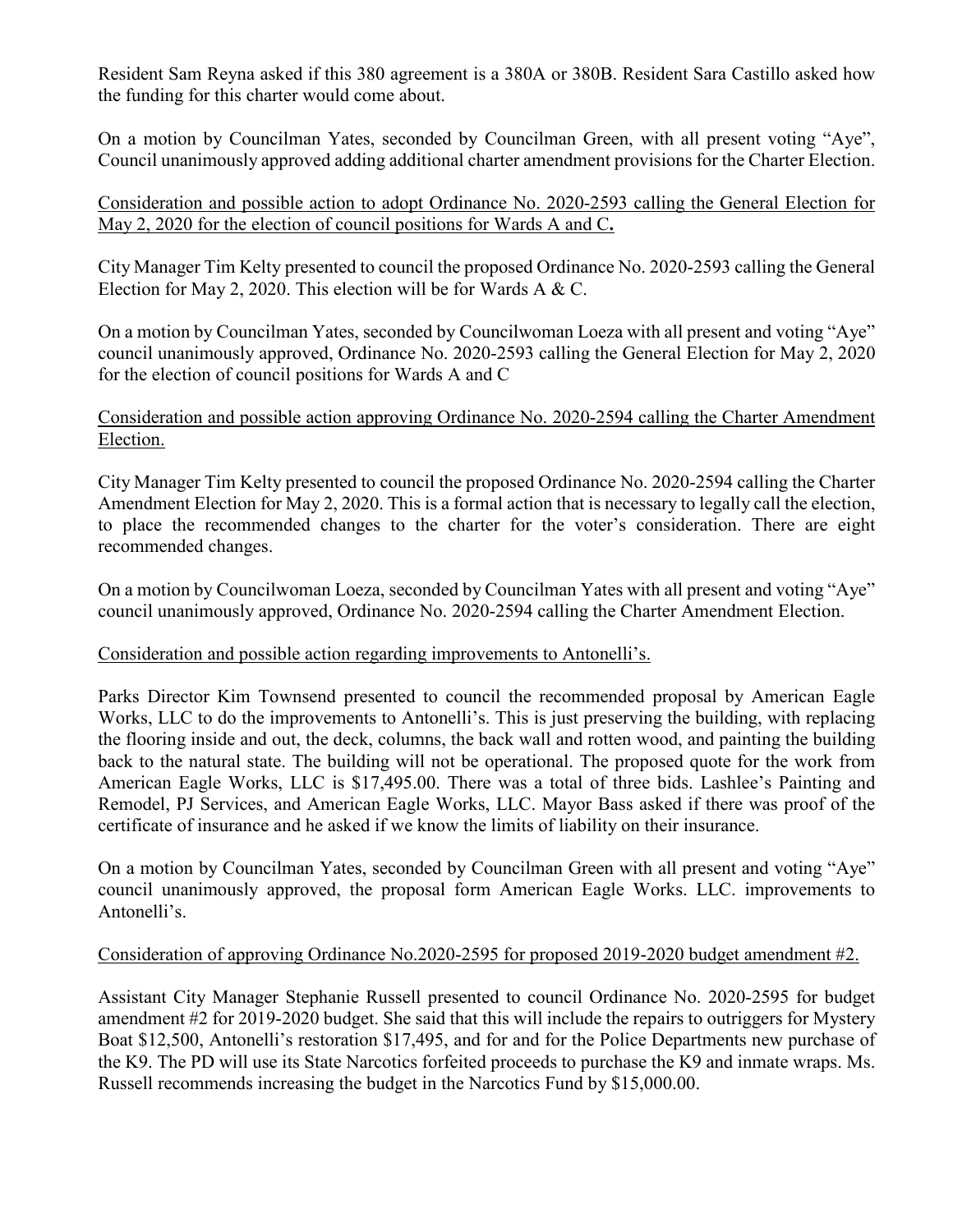Resident Sam Reyna asked if this 380 agreement is a 380A or 380B. Resident Sara Castillo asked how the funding for this charter would come about.

On a motion by Councilman Yates, seconded by Councilman Green, with all present voting "Aye", Council unanimously approved adding additional charter amendment provisions for the Charter Election.

<u>Consideration and possible action to adopt Ordinance No. 2020-2593 calling the General Election for May 2, 2020 for the election of council positions for Wards A and C</u>**.**

City Manager Tim Kelty presented to council the proposed Ordinance No. 2020-2593 calling the General Election for May 2, 2020. This election will be for Wards A & C.

On a motion by Councilman Yates, seconded by Councilwoman Loeza with all present and voting "Aye" council unanimously approved, Ordinance No. 2020-2593 calling the General Election for May 2, 2020 for the election of council positions for Wards A and C

<u>Consideration and possible action approving Ordinance No. 2020-2594 calling the Charter Amendment Election.</u>

City Manager Tim Kelty presented to council the proposed Ordinance No. 2020-2594 calling the Charter Amendment Election for May 2, 2020. This is a formal action that is necessary to legally call the election, to place the recommended changes to the charter for the voter's consideration. There are eight recommended changes.

On a motion by Councilwoman Loeza, seconded by Councilman Yates with all present and voting "Aye" council unanimously approved, Ordinance No. 2020-2594 calling the Charter Amendment Election.

<u>Consideration and possible action regarding improvements to Antonelli's.</u>

Parks Director Kim Townsend presented to council the recommended proposal by American Eagle Works, LLC to do the improvements to Antonelli's. This is just preserving the building, with replacing the flooring inside and out, the deck, columns, the back wall and rotten wood, and painting the building back to the natural state. The building will not be operational. The proposed quote for the work from American Eagle Works, LLC is $17,495.00. There was a total of three bids. Lashlee's Painting and Remodel, PJ Services, and American Eagle Works, LLC. Mayor Bass asked if there was proof of the certificate of insurance and he asked if we know the limits of liability on their insurance.

On a motion by Councilman Yates, seconded by Councilman Green with all present and voting "Aye" council unanimously approved, the proposal form American Eagle Works. LLC. improvements to Antonelli's.

<u>Consideration of approving Ordinance No.2020-2595 for proposed 2019-2020 budget amendment #2.</u>

Assistant City Manager Stephanie Russell presented to council Ordinance No. 2020-2595 for budget amendment #2 for 2019-2020 budget. She said that this will include the repairs to outriggers for Mystery Boat $12,500, Antonelli's restoration $17,495, and for and for the Police Departments new purchase of the K9. The PD will use its State Narcotics forfeited proceeds to purchase the K9 and inmate wraps. Ms. Russell recommends increasing the budget in the Narcotics Fund by $15,000.00.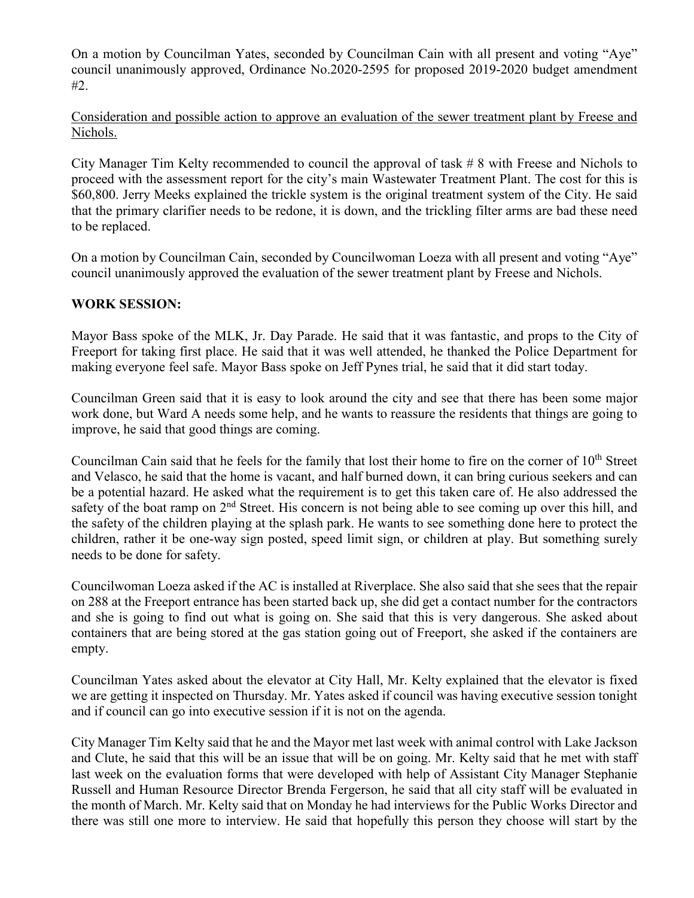On a motion by Councilman Yates, seconded by Councilman Cain with all present and voting "Aye" council unanimously approved, Ordinance No.2020-2595 for proposed 2019-2020 budget amendment #2.

Consideration and possible action to approve an evaluation of the sewer treatment plant by Freese and Nichols.

City Manager Tim Kelty recommended to council the approval of task # 8 with Freese and Nichols to proceed with the assessment report for the city's main Wastewater Treatment Plant. The cost for this is $60,800. Jerry Meeks explained the trickle system is the original treatment system of the City. He said that the primary clarifier needs to be redone, it is down, and the trickling filter arms are bad these need to be replaced.

On a motion by Councilman Cain, seconded by Councilwoman Loeza with all present and voting "Aye" council unanimously approved the evaluation of the sewer treatment plant by Freese and Nichols.

**WORK SESSION:**

Mayor Bass spoke of the MLK, Jr. Day Parade. He said that it was fantastic, and props to the City of Freeport for taking first place. He said that it was well attended, he thanked the Police Department for making everyone feel safe. Mayor Bass spoke on Jeff Pynes trial, he said that it did start today.

Councilman Green said that it is easy to look around the city and see that there has been some major work done, but Ward A needs some help, and he wants to reassure the residents that things are going to improve, he said that good things are coming.

Councilman Cain said that he feels for the family that lost their home to fire on the corner of 10th Street and Velasco, he said that the home is vacant, and half burned down, it can bring curious seekers and can be a potential hazard. He asked what the requirement is to get this taken care of. He also addressed the safety of the boat ramp on 2nd Street. His concern is not being able to see coming up over this hill, and the safety of the children playing at the splash park. He wants to see something done here to protect the children, rather it be one-way sign posted, speed limit sign, or children at play. But something surely needs to be done for safety.

Councilwoman Loeza asked if the AC is installed at Riverplace. She also said that she sees that the repair on 288 at the Freeport entrance has been started back up, she did get a contact number for the contractors and she is going to find out what is going on. She said that this is very dangerous. She asked about containers that are being stored at the gas station going out of Freeport, she asked if the containers are empty.

Councilman Yates asked about the elevator at City Hall, Mr. Kelty explained that the elevator is fixed we are getting it inspected on Thursday. Mr. Yates asked if council was having executive session tonight and if council can go into executive session if it is not on the agenda.

City Manager Tim Kelty said that he and the Mayor met last week with animal control with Lake Jackson and Clute, he said that this will be an issue that will be on going. Mr. Kelty said that he met with staff last week on the evaluation forms that were developed with help of Assistant City Manager Stephanie Russell and Human Resource Director Brenda Fergerson, he said that all city staff will be evaluated in the month of March. Mr. Kelty said that on Monday he had interviews for the Public Works Director and there was still one more to interview. He said that hopefully this person they choose will start by the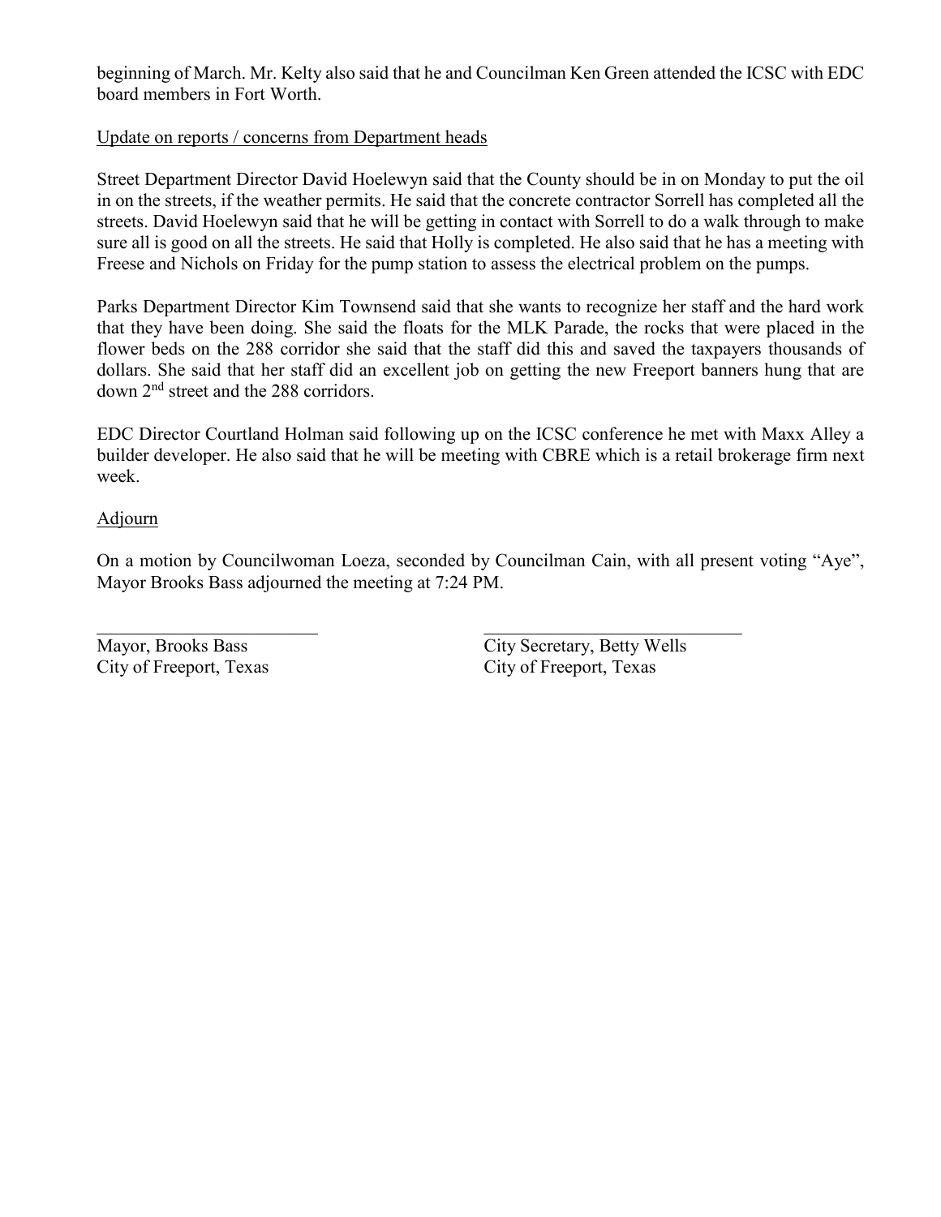beginning of March. Mr. Kelty also said that he and Councilman Ken Green attended the ICSC with EDC board members in Fort Worth.

Update on reports / concerns from Department heads

Street Department Director David Hoelewyn said that the County should be in on Monday to put the oil in on the streets, if the weather permits. He said that the concrete contractor Sorrell has completed all the streets. David Hoelewyn said that he will be getting in contact with Sorrell to do a walk through to make sure all is good on all the streets. He said that Holly is completed. He also said that he has a meeting with Freese and Nichols on Friday for the pump station to assess the electrical problem on the pumps.

Parks Department Director Kim Townsend said that she wants to recognize her staff and the hard work that they have been doing. She said the floats for the MLK Parade, the rocks that were placed in the flower beds on the 288 corridor she said that the staff did this and saved the taxpayers thousands of dollars. She said that her staff did an excellent job on getting the new Freeport banners hung that are down 2nd street and the 288 corridors.

EDC Director Courtland Holman said following up on the ICSC conference he met with Maxx Alley a builder developer. He also said that he will be meeting with CBRE which is a retail brokerage firm next week.

Adjourn

On a motion by Councilwoman Loeza, seconded by Councilman Cain, with all present voting "Aye", Mayor Brooks Bass adjourned the meeting at 7:24 PM.

\_\_\_\_\_\_\_\_\_\_\_\_\_\_\_\_\_\_\_\_\_\_\_\_\_
Mayor, Brooks Bass
City of Freeport, Texas

\_\_\_\_\_\_\_\_\_\_\_\_\_\_\_\_\_\_\_\_\_\_\_\_\_
City Secretary, Betty Wells
City of Freeport, Texas